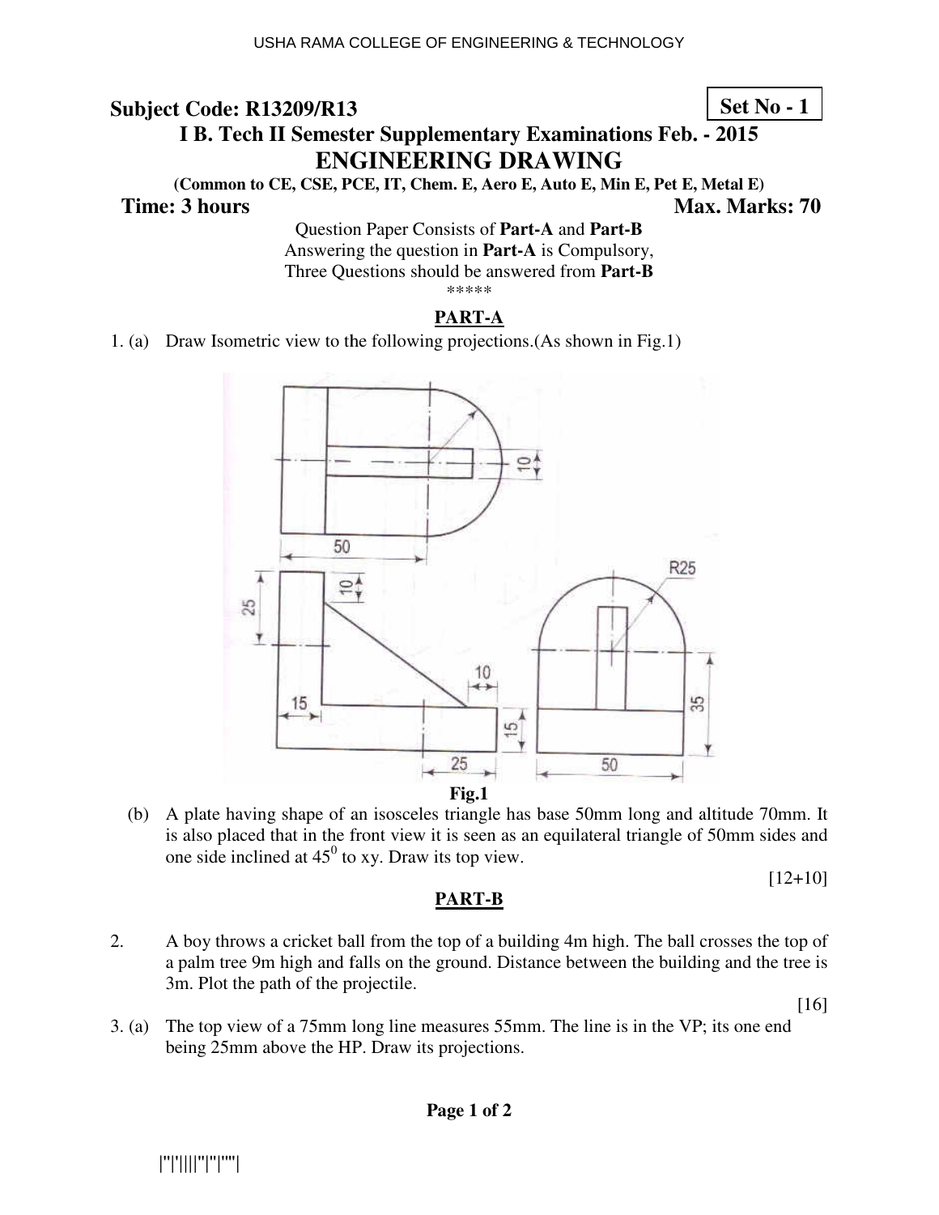**Subject Code: R13209/R13** **Set No - 1**

**I B. Tech II Semester Supplementary Examinations Feb. - 2015**

# ENGINEERING DRAWING

**(Common to CE, CSE, PCE, IT, Chem. E, Aero E, Auto E, Min E, Pet E, Metal E)**

**Time: 3 hours** **Max. Marks: 70**

Question Paper Consists of **Part-A** and **Part-B**
Answering the question in **Part-A** is Compulsory,
Three Questions should be answered from **Part-B**

\*\*\*\*\*

## PART-A

1\. (a) Draw Isometric view to the following projections.(As shown in Fig.1)

**Fig.1**

(b) A plate having shape of an isosceles triangle has base 50mm long and altitude 70mm. It is also placed that in the front view it is seen as an equilateral triangle of 50mm sides and one side inclined at $45^0$ to xy. Draw its top view.

[12+10]

## PART-B

2\. A boy throws a cricket ball from the top of a building 4m high. The ball crosses the top of a palm tree 9m high and falls on the ground. Distance between the building and the tree is 3m. Plot the path of the projectile.

[16]

3\. (a) The top view of a 75mm long line measures 55mm. The line is in the VP; its one end being 25mm above the HP. Draw its projections.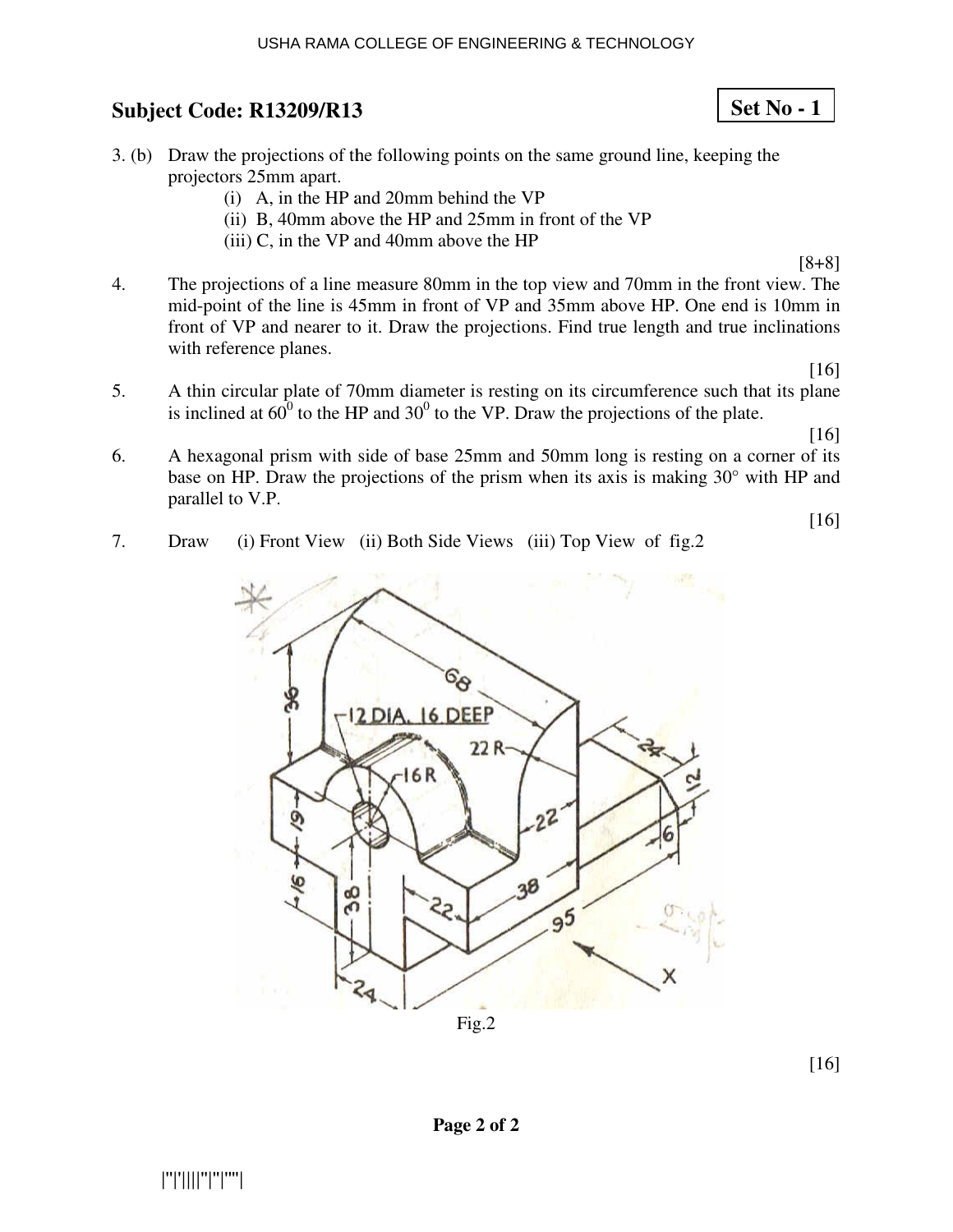**Subject Code: R13209/R13** **Set No - 1**

3. (b) Draw the projections of the following points on the same ground line, keeping the projectors 25mm apart.
   - (i) A, in the HP and 20mm behind the VP
   - (ii) B, 40mm above the HP and 25mm in front of the VP
   - (iii) C, in the VP and 40mm above the HP

[8+8]

4. The projections of a line measure 80mm in the top view and 70mm in the front view. The mid-point of the line is 45mm in front of VP and 35mm above HP. One end is 10mm in front of VP and nearer to it. Draw the projections. Find true length and true inclinations with reference planes.

[16]

5. A thin circular plate of 70mm diameter is resting on its circumference such that its plane is inclined at $60^0$ to the HP and $30^0$ to the VP. Draw the projections of the plate.

[16]

6. A hexagonal prism with side of base 25mm and 50mm long is resting on a corner of its base on HP. Draw the projections of the prism when its axis is making 30° with HP and parallel to V.P.

[16]

7. Draw (i) Front View (ii) Both Side Views (iii) Top View of fig.2

Fig.2

[16]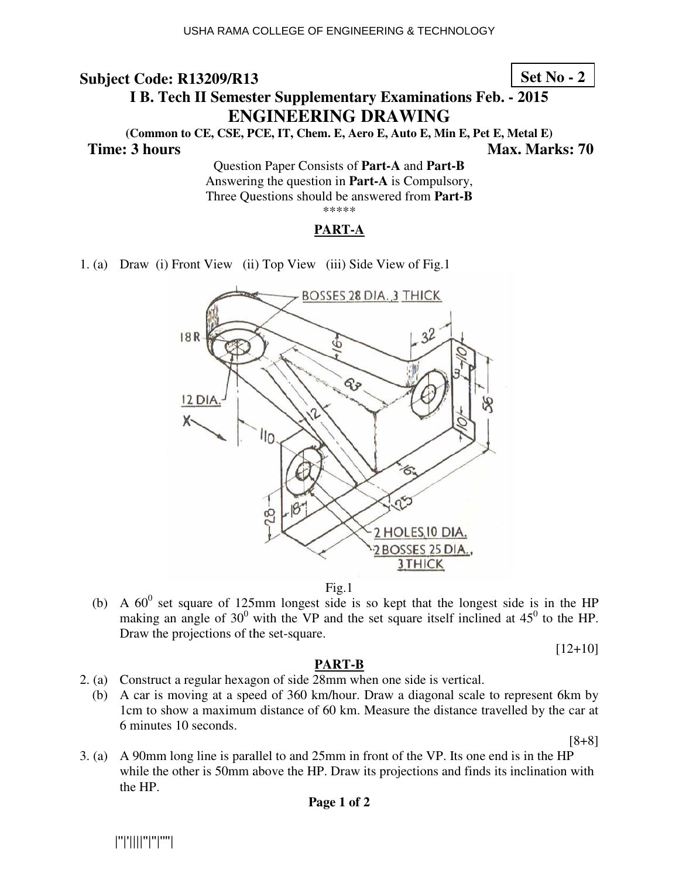**Subject Code: R13209/R13**

**Set No - 2**

## I B. Tech II Semester Supplementary Examinations Feb. - 2015

# ENGINEERING DRAWING

**(Common to CE, CSE, PCE, IT, Chem. E, Aero E, Auto E, Min E, Pet E, Metal E)**

**Time: 3 hours** **Max. Marks: 70**

Question Paper Consists of **Part-A** and **Part-B**
Answering the question in **Part-A** is Compulsory,
Three Questions should be answered from **Part-B**

\*\*\*\*\*

## PART-A

1. (a) Draw (i) Front View (ii) Top View (iii) Side View of Fig.1

Fig.1

(b) A $60^0$ set square of 125mm longest side is so kept that the longest side is in the HP making an angle of $30^0$ with the VP and the set square itself inclined at $45^0$ to the HP. Draw the projections of the set-square.

[12+10]

## PART-B

2. (a) Construct a regular hexagon of side 28mm when one side is vertical.

(b) A car is moving at a speed of 360 km/hour. Draw a diagonal scale to represent 6km by 1cm to show a maximum distance of 60 km. Measure the distance travelled by the car at 6 minutes 10 seconds.

[8+8]

3. (a) A 90mm long line is parallel to and 25mm in front of the VP. Its one end is in the HP while the other is 50mm above the HP. Draw its projections and finds its inclination with the HP.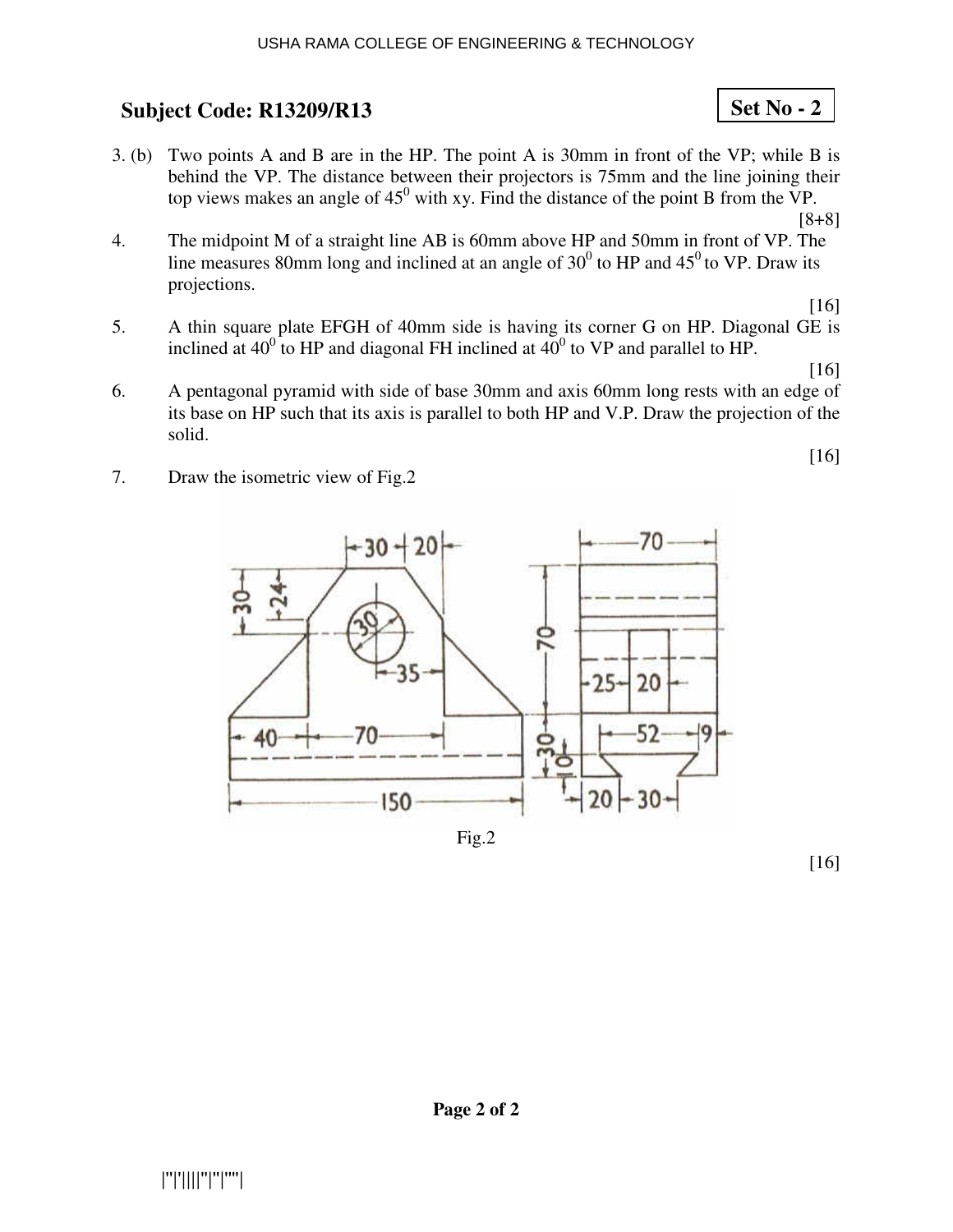**Subject Code: R13209/R13** **Set No - 2**

3. (b) Two points A and B are in the HP. The point A is 30mm in front of the VP; while B is behind the VP. The distance between their projectors is 75mm and the line joining their top views makes an angle of $45^0$ with xy. Find the distance of the point B from the VP.

[8+8]

4. The midpoint M of a straight line AB is 60mm above HP and 50mm in front of VP. The line measures 80mm long and inclined at an angle of $30^0$ to HP and $45^0$ to VP. Draw its projections.

[16]

5. A thin square plate EFGH of 40mm side is having its corner G on HP. Diagonal GE is inclined at $40^0$ to HP and diagonal FH inclined at $40^0$ to VP and parallel to HP.

[16]

6. A pentagonal pyramid with side of base 30mm and axis 60mm long rests with an edge of its base on HP such that its axis is parallel to both HP and V.P. Draw the projection of the solid.

[16]

7. Draw the isometric view of Fig.2

Fig.2

[16]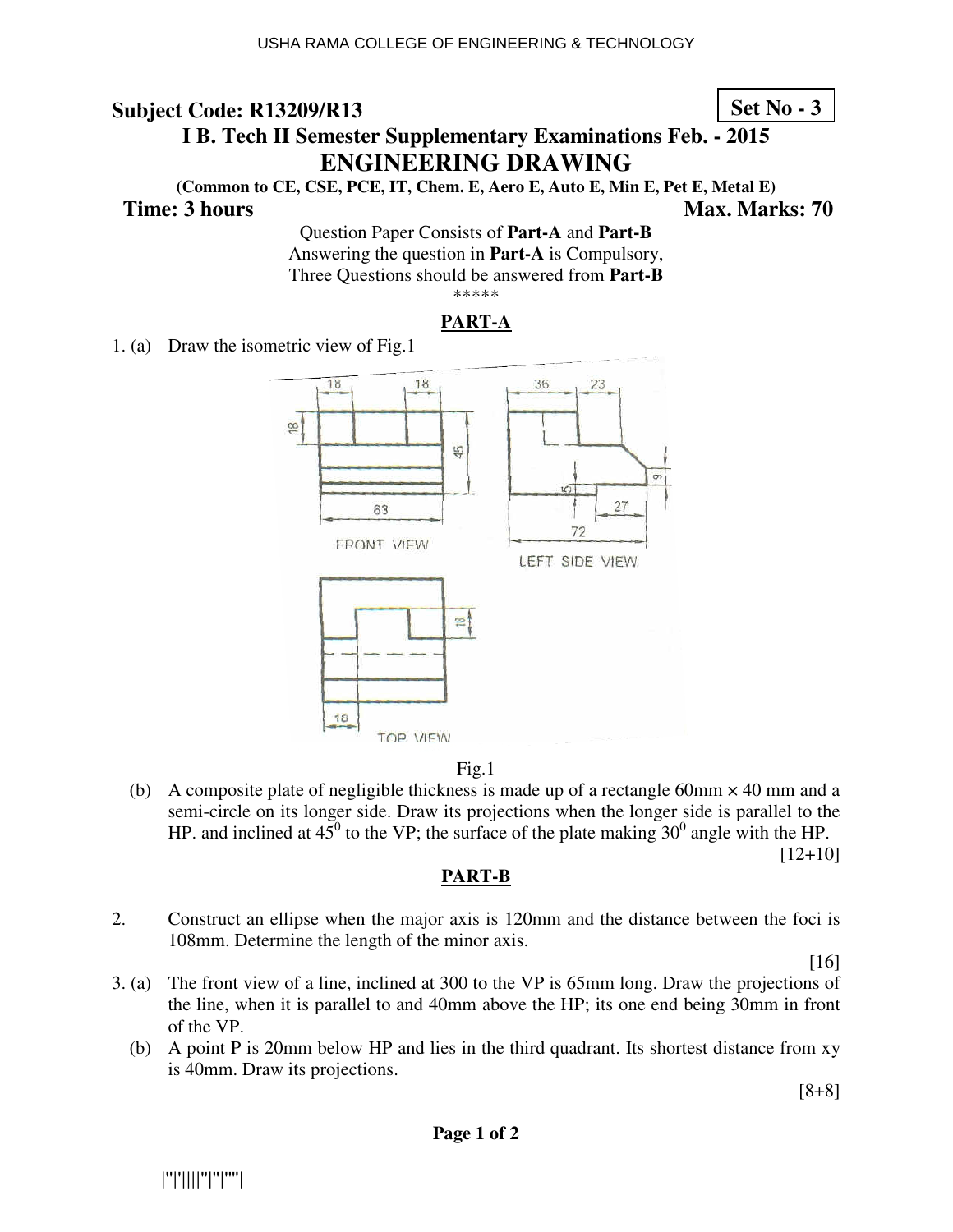**Subject Code: R13209/R13** **Set No - 3**

**I B. Tech II Semester Supplementary Examinations Feb. - 2015**

# ENGINEERING DRAWING

**(Common to CE, CSE, PCE, IT, Chem. E, Aero E, Auto E, Min E, Pet E, Metal E)**

**Time: 3 hours** **Max. Marks: 70**

Question Paper Consists of **Part-A** and **Part-B**
Answering the question in **Part-A** is Compulsory,
Three Questions should be answered from **Part-B**

\*\*\*\*\*

## PART-A

1. (a) Draw the isometric view of Fig.1

Fig.1

(b) A composite plate of negligible thickness is made up of a rectangle 60mm × 40 mm and a semi-circle on its longer side. Draw its projections when the longer side is parallel to the HP. and inclined at $45^0$ to the VP; the surface of the plate making $30^0$ angle with the HP.

[12+10]

## PART-B

2. Construct an ellipse when the major axis is 120mm and the distance between the foci is 108mm. Determine the length of the minor axis.

[16]

3. (a) The front view of a line, inclined at 300 to the VP is 65mm long. Draw the projections of the line, when it is parallel to and 40mm above the HP; its one end being 30mm in front of the VP.

(b) A point P is 20mm below HP and lies in the third quadrant. Its shortest distance from xy is 40mm. Draw its projections.

[8+8]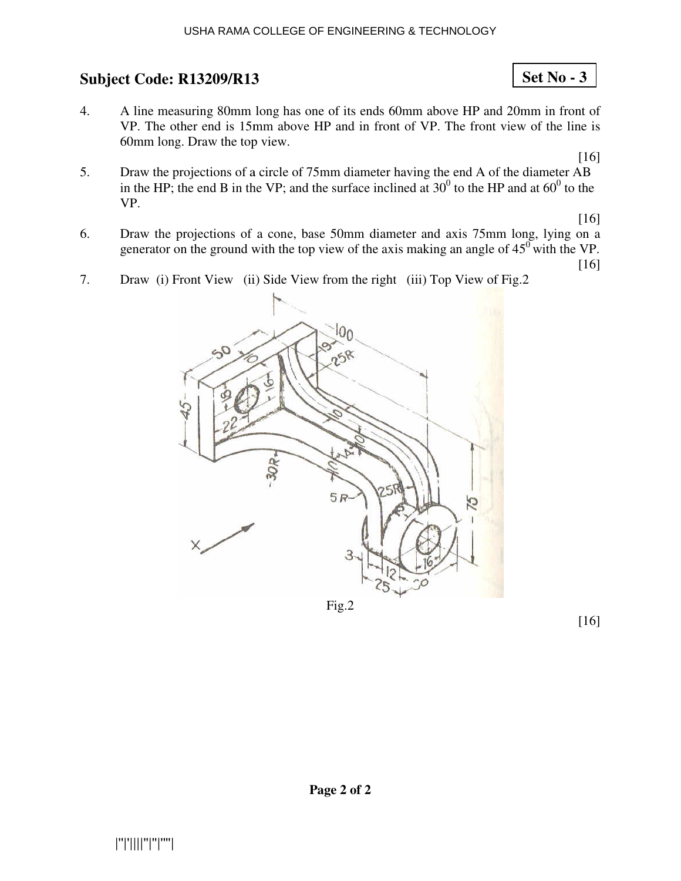## Subject Code: R13209/R13

**Set No - 3**

4. A line measuring 80mm long has one of its ends 60mm above HP and 20mm in front of VP. The other end is 15mm above HP and in front of VP. The front view of the line is 60mm long. Draw the top view.

   [16]

5. Draw the projections of a circle of 75mm diameter having the end A of the diameter AB in the HP; the end B in the VP; and the surface inclined at $30^0$ to the HP and at $60^0$ to the VP.

   [16]

6. Draw the projections of a cone, base 50mm diameter and axis 75mm long, lying on a generator on the ground with the top view of the axis making an angle of $45^0$ with the VP.

   [16]

7. Draw (i) Front View (ii) Side View from the right (iii) Top View of Fig.2

Fig.2

[16]

|''|'||||''|''|''''|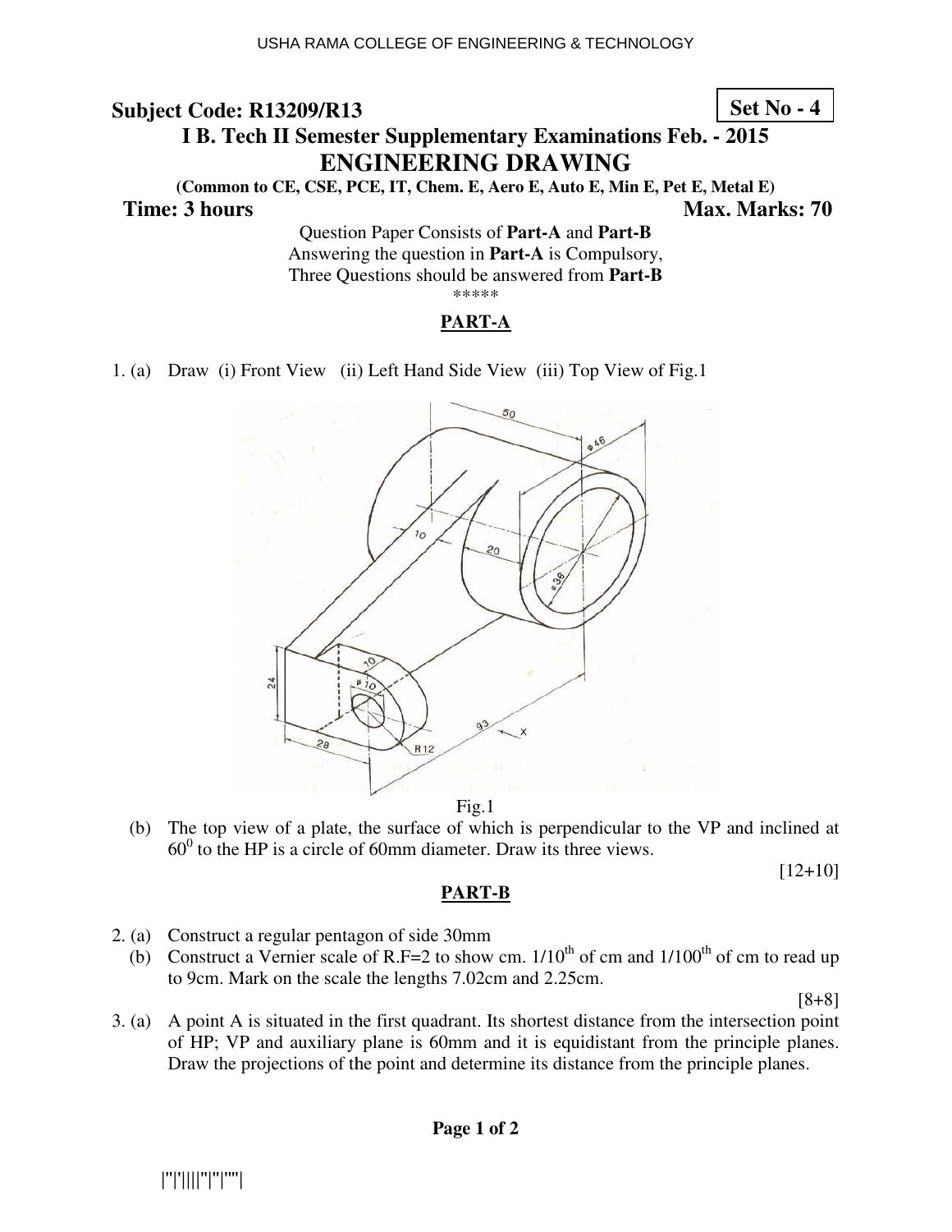**Subject Code: R13209/R13** **Set No - 4**

# I B. Tech II Semester Supplementary Examinations Feb. - 2015

## ENGINEERING DRAWING

**(Common to CE, CSE, PCE, IT, Chem. E, Aero E, Auto E, Min E, Pet E, Metal E)**

**Time: 3 hours** **Max. Marks: 70**

Question Paper Consists of **Part-A** and **Part-B**
Answering the question in **Part-A** is Compulsory,
Three Questions should be answered from **Part-B**

*****

## PART-A

1. (a) Draw (i) Front View (ii) Left Hand Side View (iii) Top View of Fig.1

Fig.1

(b) The top view of a plate, the surface of which is perpendicular to the VP and inclined at $60^0$ to the HP is a circle of 60mm diameter. Draw its three views.

[12+10]

## PART-B

2. (a) Construct a regular pentagon of side 30mm

(b) Construct a Vernier scale of R.F=2 to show cm. $1/10^{th}$ of cm and $1/100^{th}$ of cm to read up to 9cm. Mark on the scale the lengths 7.02cm and 2.25cm.

[8+8]

3. (a) A point A is situated in the first quadrant. Its shortest distance from the intersection point of HP; VP and auxiliary plane is 60mm and it is equidistant from the principle planes. Draw the projections of the point and determine its distance from the principle planes.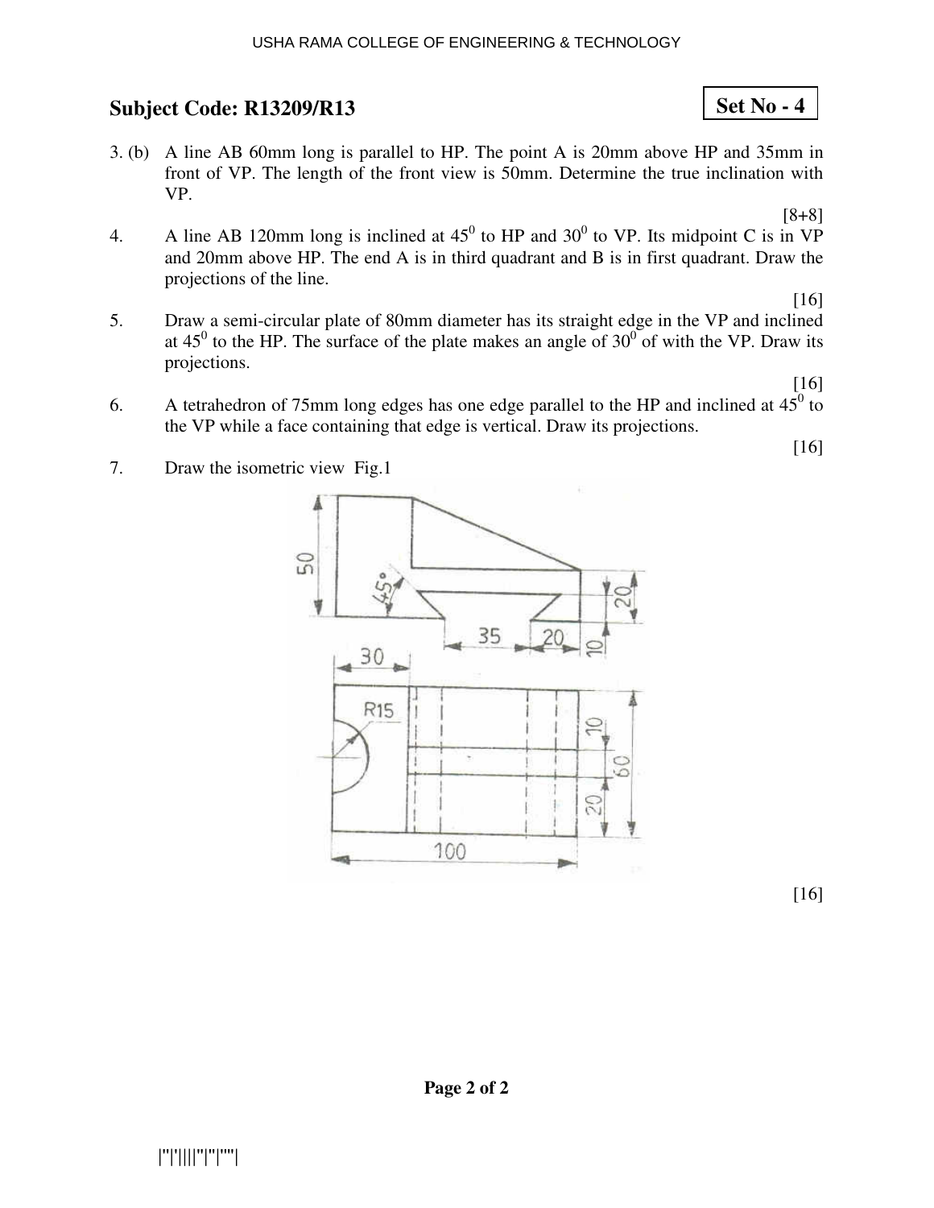## Subject Code: R13209/R13

**Set No - 4**

3. (b) A line AB 60mm long is parallel to HP. The point A is 20mm above HP and 35mm in front of VP. The length of the front view is 50mm. Determine the true inclination with VP.

[8+8]

4. A line AB 120mm long is inclined at $45^0$ to HP and $30^0$ to VP. Its midpoint C is in VP and 20mm above HP. The end A is in third quadrant and B is in first quadrant. Draw the projections of the line.

[16]

5. Draw a semi-circular plate of 80mm diameter has its straight edge in the VP and inclined at $45^0$ to the HP. The surface of the plate makes an angle of $30^0$ of with the VP. Draw its projections.

[16]

6. A tetrahedron of 75mm long edges has one edge parallel to the HP and inclined at $45^0$ to the VP while a face containing that edge is vertical. Draw its projections.

[16]

7. Draw the isometric view Fig.1

50
45°
35
20
20
10
30
R15
10
60
20
100

[16]